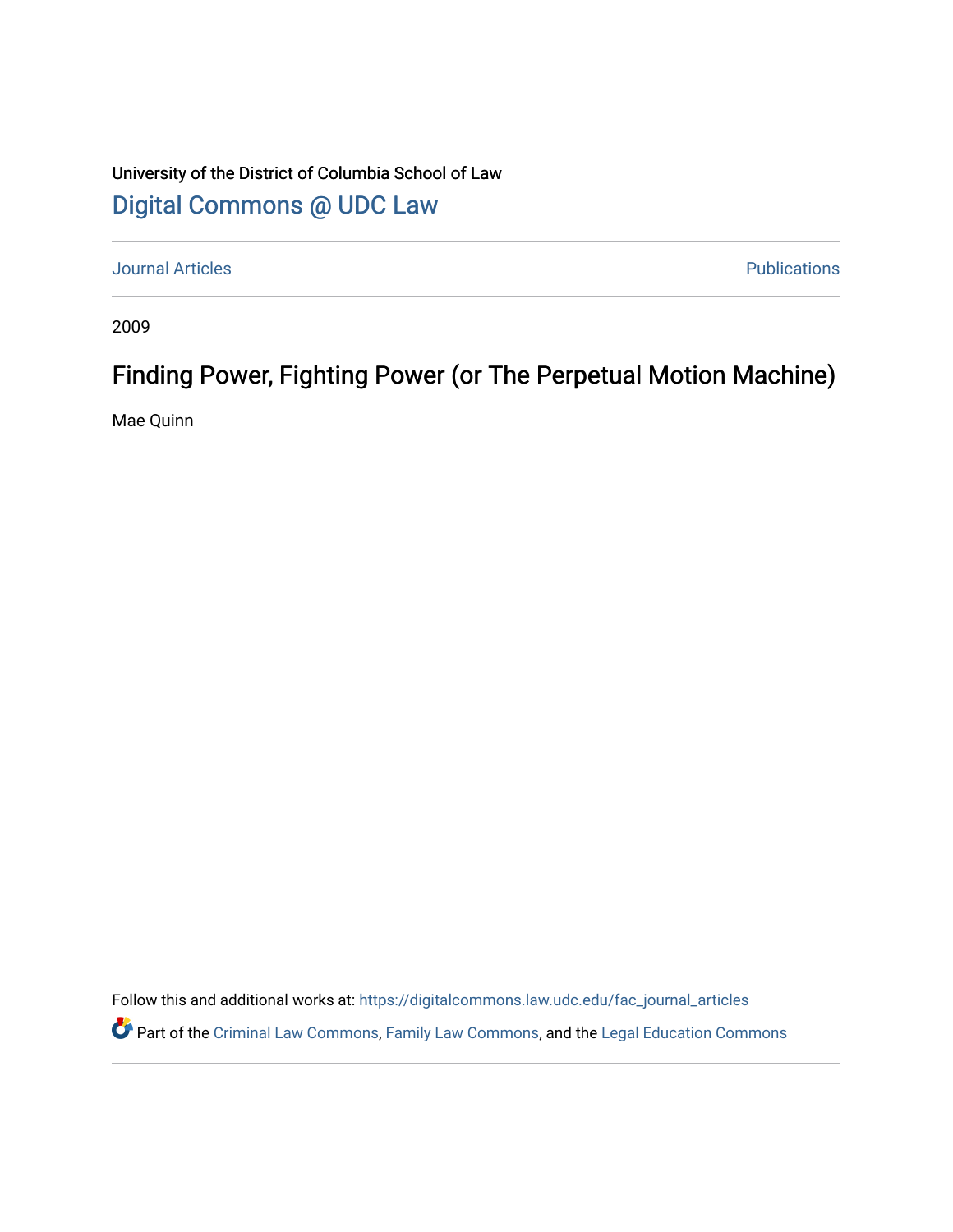University of the District of Columbia School of Law

# Digital Commons @ UDC Law

Journal Articles | Publications

2009

# Finding Power, Fighting Power (or The Perpetual Motion Machine)

Mae Quinn

Follow this and additional works at: https://digitalcommons.law.udc.edu/fac_journal_articles

Part of the Criminal Law Commons, Family Law Commons, and the Legal Education Commons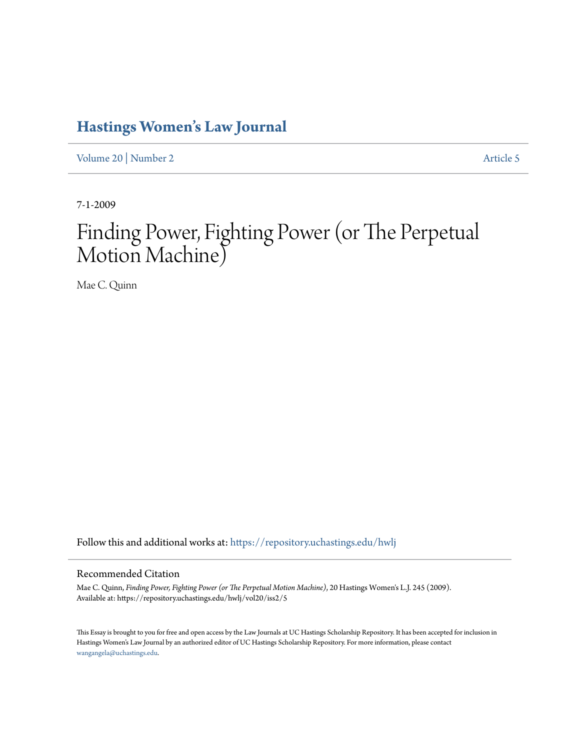# Hastings Women's Law Journal

Volume 20 | Number 2 Article 5

7-1-2009

# Finding Power, Fighting Power (or The Perpetual Motion Machine)

Mae C. Quinn

Follow this and additional works at: https://repository.uchastings.edu/hwlj

## Recommended Citation

Mae C. Quinn, *Finding Power, Fighting Power (or The Perpetual Motion Machine)*, 20 Hastings Women's L.J. 245 (2009).
Available at: https://repository.uchastings.edu/hwlj/vol20/iss2/5

This Essay is brought to you for free and open access by the Law Journals at UC Hastings Scholarship Repository. It has been accepted for inclusion in Hastings Women's Law Journal by an authorized editor of UC Hastings Scholarship Repository. For more information, please contact wangangela@uchastings.edu.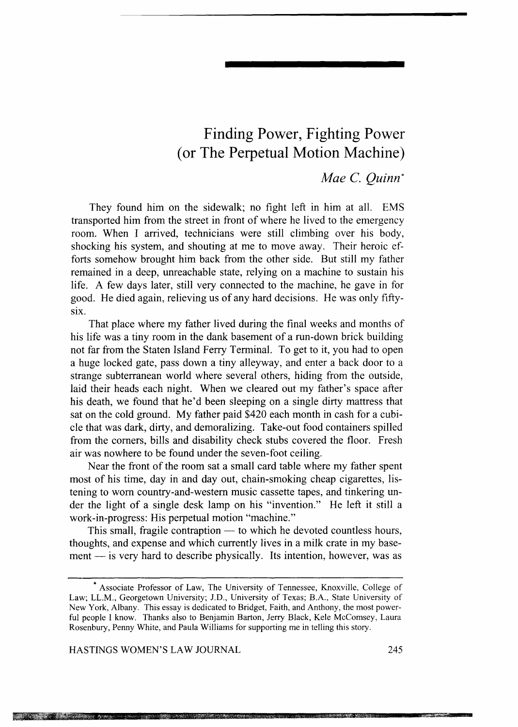# Finding Power, Fighting Power (or The Perpetual Motion Machine)

*Mae C. Quinn*[*]

They found him on the sidewalk; no fight left in him at all. EMS transported him from the street in front of where he lived to the emergency room. When I arrived, technicians were still climbing over his body, shocking his system, and shouting at me to move away. Their heroic efforts somehow brought him back from the other side. But still my father remained in a deep, unreachable state, relying on a machine to sustain his life. A few days later, still very connected to the machine, he gave in for good. He died again, relieving us of any hard decisions. He was only fifty-six.

That place where my father lived during the final weeks and months of his life was a tiny room in the dank basement of a run-down brick building not far from the Staten Island Ferry Terminal. To get to it, you had to open a huge locked gate, pass down a tiny alleyway, and enter a back door to a strange subterranean world where several others, hiding from the outside, laid their heads each night. When we cleared out my father's space after his death, we found that he'd been sleeping on a single dirty mattress that sat on the cold ground. My father paid $420 each month in cash for a cubicle that was dark, dirty, and demoralizing. Take-out food containers spilled from the corners, bills and disability check stubs covered the floor. Fresh air was nowhere to be found under the seven-foot ceiling.

Near the front of the room sat a small card table where my father spent most of his time, day in and day out, chain-smoking cheap cigarettes, listening to worn country-and-western music cassette tapes, and tinkering under the light of a single desk lamp on his "invention." He left it still a work-in-progress: His perpetual motion "machine."

This small, fragile contraption — to which he devoted countless hours, thoughts, and expense and which currently lives in a milk crate in my basement — is very hard to describe physically. Its intention, however, was as

---

[*] Associate Professor of Law, The University of Tennessee, Knoxville, College of Law; LL.M., Georgetown University; J.D., University of Texas; B.A., State University of New York, Albany. This essay is dedicated to Bridget, Faith, and Anthony, the most powerful people I know. Thanks also to Benjamin Barton, Jerry Black, Kele McComsey, Laura Rosenbury, Penny White, and Paula Williams for supporting me in telling this story.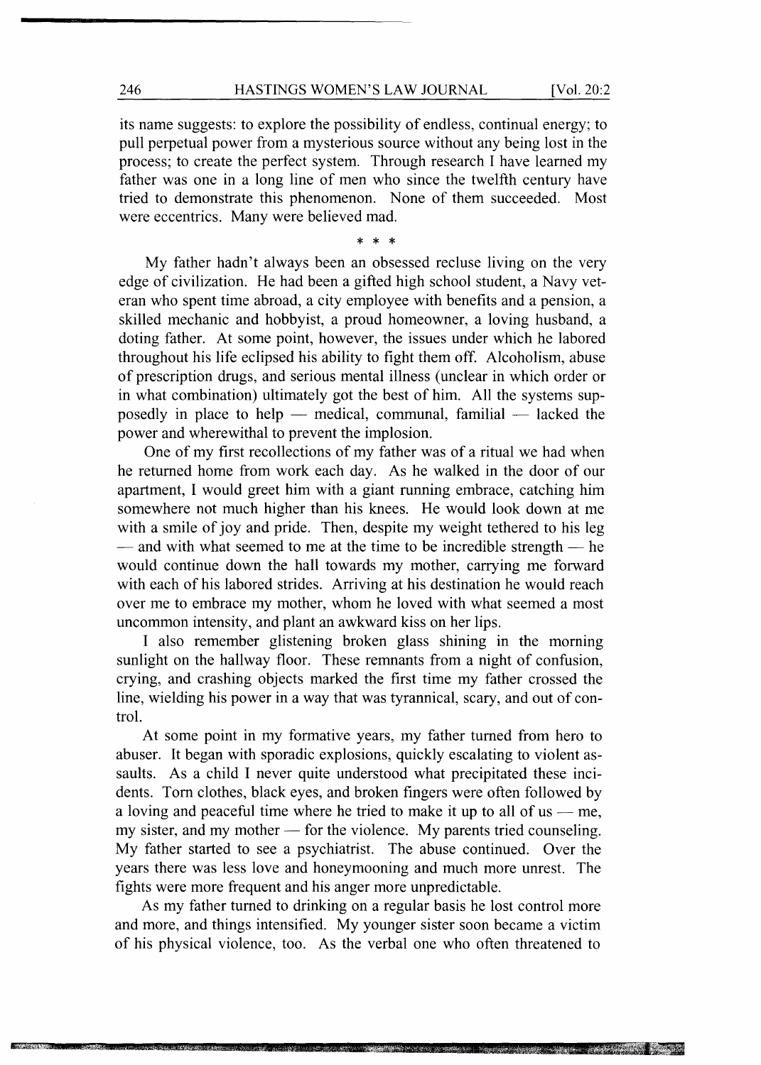its name suggests: to explore the possibility of endless, continual energy; to pull perpetual power from a mysterious source without any being lost in the process; to create the perfect system. Through research I have learned my father was one in a long line of men who since the twelfth century have tried to demonstrate this phenomenon. None of them succeeded. Most were eccentrics. Many were believed mad.

\* \* \*

My father hadn't always been an obsessed recluse living on the very edge of civilization. He had been a gifted high school student, a Navy veteran who spent time abroad, a city employee with benefits and a pension, a skilled mechanic and hobbyist, a proud homeowner, a loving husband, a doting father. At some point, however, the issues under which he labored throughout his life eclipsed his ability to fight them off. Alcoholism, abuse of prescription drugs, and serious mental illness (unclear in which order or in what combination) ultimately got the best of him. All the systems supposedly in place to help — medical, communal, familial — lacked the power and wherewithal to prevent the implosion.

One of my first recollections of my father was of a ritual we had when he returned home from work each day. As he walked in the door of our apartment, I would greet him with a giant running embrace, catching him somewhere not much higher than his knees. He would look down at me with a smile of joy and pride. Then, despite my weight tethered to his leg — and with what seemed to me at the time to be incredible strength — he would continue down the hall towards my mother, carrying me forward with each of his labored strides. Arriving at his destination he would reach over me to embrace my mother, whom he loved with what seemed a most uncommon intensity, and plant an awkward kiss on her lips.

I also remember glistening broken glass shining in the morning sunlight on the hallway floor. These remnants from a night of confusion, crying, and crashing objects marked the first time my father crossed the line, wielding his power in a way that was tyrannical, scary, and out of control.

At some point in my formative years, my father turned from hero to abuser. It began with sporadic explosions, quickly escalating to violent assaults. As a child I never quite understood what precipitated these incidents. Torn clothes, black eyes, and broken fingers were often followed by a loving and peaceful time where he tried to make it up to all of us — me, my sister, and my mother — for the violence. My parents tried counseling. My father started to see a psychiatrist. The abuse continued. Over the years there was less love and honeymooning and much more unrest. The fights were more frequent and his anger more unpredictable.

As my father turned to drinking on a regular basis he lost control more and more, and things intensified. My younger sister soon became a victim of his physical violence, too. As the verbal one who often threatened to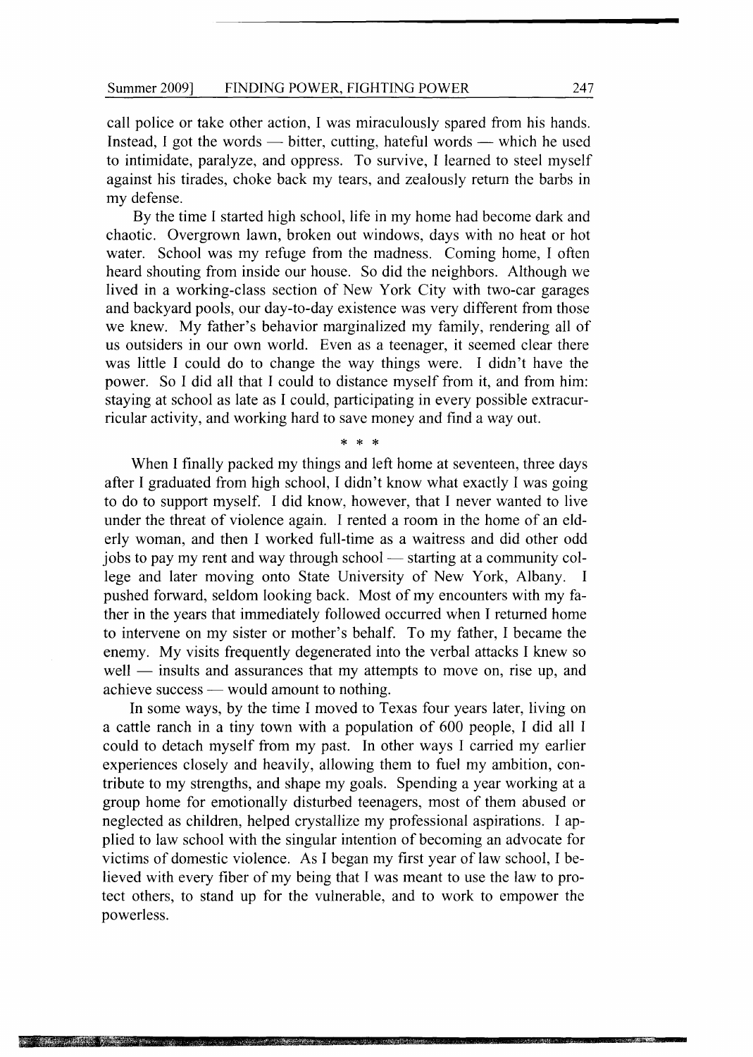call police or take other action, I was miraculously spared from his hands. Instead, I got the words — bitter, cutting, hateful words — which he used to intimidate, paralyze, and oppress. To survive, I learned to steel myself against his tirades, choke back my tears, and zealously return the barbs in my defense.

By the time I started high school, life in my home had become dark and chaotic. Overgrown lawn, broken out windows, days with no heat or hot water. School was my refuge from the madness. Coming home, I often heard shouting from inside our house. So did the neighbors. Although we lived in a working-class section of New York City with two-car garages and backyard pools, our day-to-day existence was very different from those we knew. My father's behavior marginalized my family, rendering all of us outsiders in our own world. Even as a teenager, it seemed clear there was little I could do to change the way things were. I didn't have the power. So I did all that I could to distance myself from it, and from him: staying at school as late as I could, participating in every possible extracurricular activity, and working hard to save money and find a way out.

\* \* \*

When I finally packed my things and left home at seventeen, three days after I graduated from high school, I didn't know what exactly I was going to do to support myself. I did know, however, that I never wanted to live under the threat of violence again. I rented a room in the home of an elderly woman, and then I worked full-time as a waitress and did other odd jobs to pay my rent and way through school — starting at a community college and later moving onto State University of New York, Albany. I pushed forward, seldom looking back. Most of my encounters with my father in the years that immediately followed occurred when I returned home to intervene on my sister or mother's behalf. To my father, I became the enemy. My visits frequently degenerated into the verbal attacks I knew so well — insults and assurances that my attempts to move on, rise up, and achieve success — would amount to nothing.

In some ways, by the time I moved to Texas four years later, living on a cattle ranch in a tiny town with a population of 600 people, I did all I could to detach myself from my past. In other ways I carried my earlier experiences closely and heavily, allowing them to fuel my ambition, contribute to my strengths, and shape my goals. Spending a year working at a group home for emotionally disturbed teenagers, most of them abused or neglected as children, helped crystallize my professional aspirations. I applied to law school with the singular intention of becoming an advocate for victims of domestic violence. As I began my first year of law school, I believed with every fiber of my being that I was meant to use the law to protect others, to stand up for the vulnerable, and to work to empower the powerless.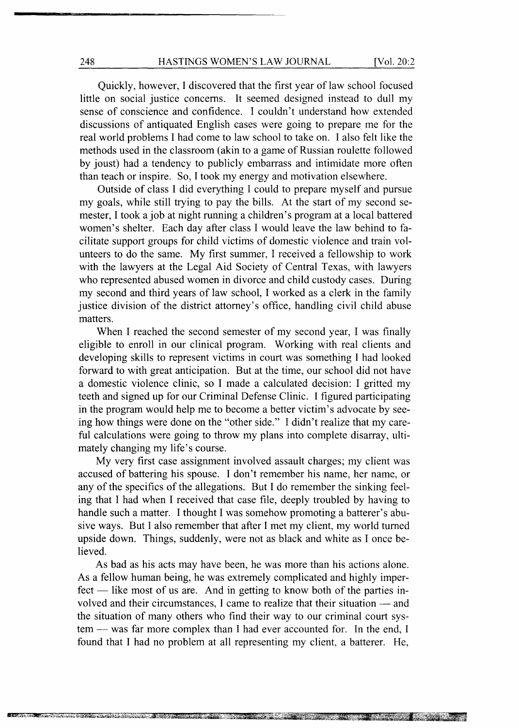Quickly, however, I discovered that the first year of law school focused little on social justice concerns. It seemed designed instead to dull my sense of conscience and confidence. I couldn't understand how extended discussions of antiquated English cases were going to prepare me for the real world problems I had come to law school to take on. I also felt like the methods used in the classroom (akin to a game of Russian roulette followed by joust) had a tendency to publicly embarrass and intimidate more often than teach or inspire. So, I took my energy and motivation elsewhere.

Outside of class I did everything I could to prepare myself and pursue my goals, while still trying to pay the bills. At the start of my second semester, I took a job at night running a children's program at a local battered women's shelter. Each day after class I would leave the law behind to facilitate support groups for child victims of domestic violence and train volunteers to do the same. My first summer, I received a fellowship to work with the lawyers at the Legal Aid Society of Central Texas, with lawyers who represented abused women in divorce and child custody cases. During my second and third years of law school, I worked as a clerk in the family justice division of the district attorney's office, handling civil child abuse matters.

When I reached the second semester of my second year, I was finally eligible to enroll in our clinical program. Working with real clients and developing skills to represent victims in court was something I had looked forward to with great anticipation. But at the time, our school did not have a domestic violence clinic, so I made a calculated decision: I gritted my teeth and signed up for our Criminal Defense Clinic. I figured participating in the program would help me to become a better victim's advocate by seeing how things were done on the "other side." I didn't realize that my careful calculations were going to throw my plans into complete disarray, ultimately changing my life's course.

My very first case assignment involved assault charges; my client was accused of battering his spouse. I don't remember his name, her name, or any of the specifics of the allegations. But I do remember the sinking feeling that I had when I received that case file, deeply troubled by having to handle such a matter. I thought I was somehow promoting a batterer's abusive ways. But I also remember that after I met my client, my world turned upside down. Things, suddenly, were not as black and white as I once believed.

As bad as his acts may have been, he was more than his actions alone. As a fellow human being, he was extremely complicated and highly imperfect — like most of us are. And in getting to know both of the parties involved and their circumstances, I came to realize that their situation — and the situation of many others who find their way to our criminal court system — was far more complex than I had ever accounted for. In the end, I found that I had no problem at all representing my client, a batterer. He,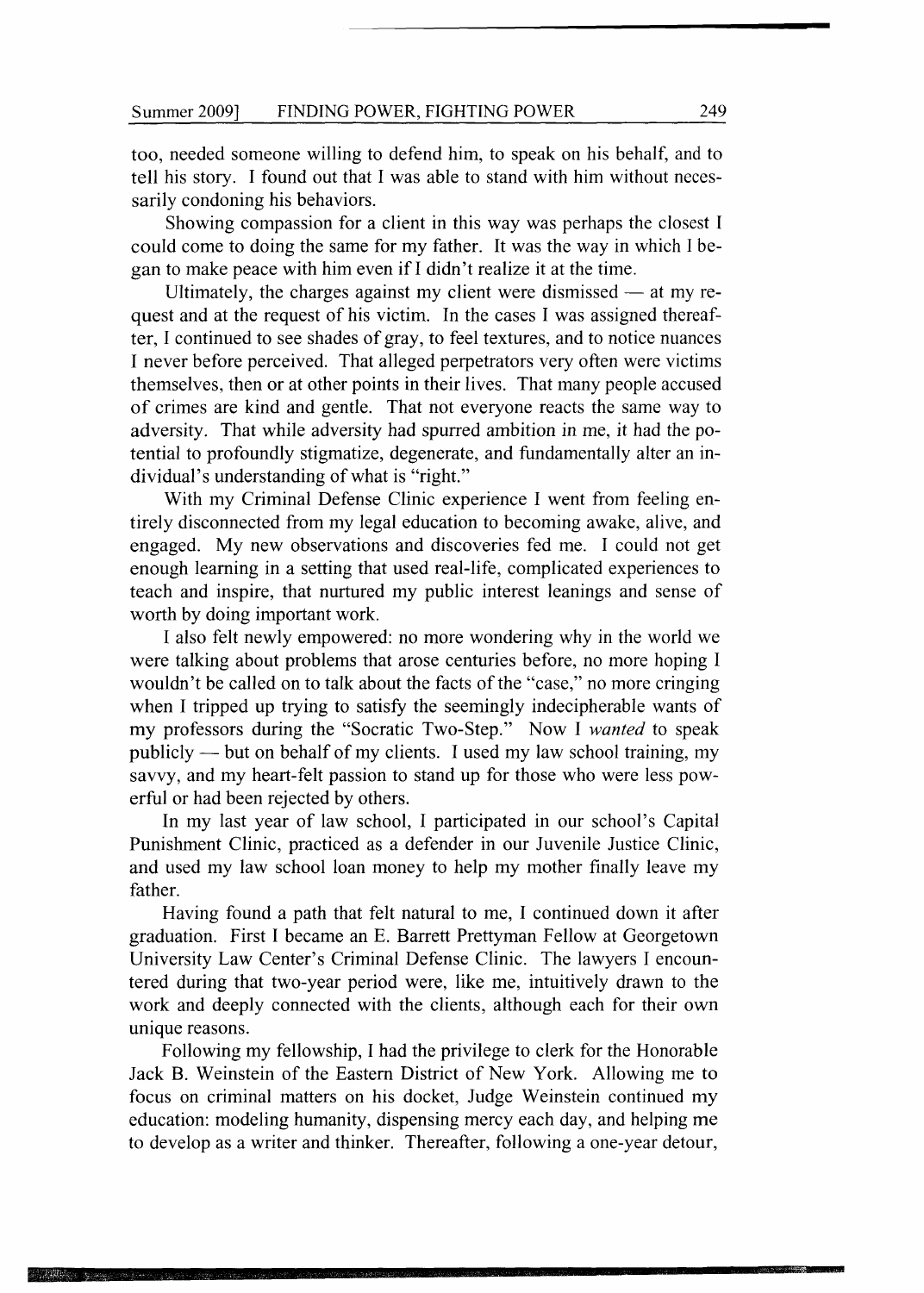too, needed someone willing to defend him, to speak on his behalf, and to tell his story. I found out that I was able to stand with him without necessarily condoning his behaviors.

Showing compassion for a client in this way was perhaps the closest I could come to doing the same for my father. It was the way in which I began to make peace with him even if I didn't realize it at the time.

Ultimately, the charges against my client were dismissed — at my request and at the request of his victim. In the cases I was assigned thereafter, I continued to see shades of gray, to feel textures, and to notice nuances I never before perceived. That alleged perpetrators very often were victims themselves, then or at other points in their lives. That many people accused of crimes are kind and gentle. That not everyone reacts the same way to adversity. That while adversity had spurred ambition in me, it had the potential to profoundly stigmatize, degenerate, and fundamentally alter an individual's understanding of what is "right."

With my Criminal Defense Clinic experience I went from feeling entirely disconnected from my legal education to becoming awake, alive, and engaged. My new observations and discoveries fed me. I could not get enough learning in a setting that used real-life, complicated experiences to teach and inspire, that nurtured my public interest leanings and sense of worth by doing important work.

I also felt newly empowered: no more wondering why in the world we were talking about problems that arose centuries before, no more hoping I wouldn't be called on to talk about the facts of the "case," no more cringing when I tripped up trying to satisfy the seemingly indecipherable wants of my professors during the "Socratic Two-Step." Now I *wanted* to speak publicly — but on behalf of my clients. I used my law school training, my savvy, and my heart-felt passion to stand up for those who were less powerful or had been rejected by others.

In my last year of law school, I participated in our school's Capital Punishment Clinic, practiced as a defender in our Juvenile Justice Clinic, and used my law school loan money to help my mother finally leave my father.

Having found a path that felt natural to me, I continued down it after graduation. First I became an E. Barrett Prettyman Fellow at Georgetown University Law Center's Criminal Defense Clinic. The lawyers I encountered during that two-year period were, like me, intuitively drawn to the work and deeply connected with the clients, although each for their own unique reasons.

Following my fellowship, I had the privilege to clerk for the Honorable Jack B. Weinstein of the Eastern District of New York. Allowing me to focus on criminal matters on his docket, Judge Weinstein continued my education: modeling humanity, dispensing mercy each day, and helping me to develop as a writer and thinker. Thereafter, following a one-year detour,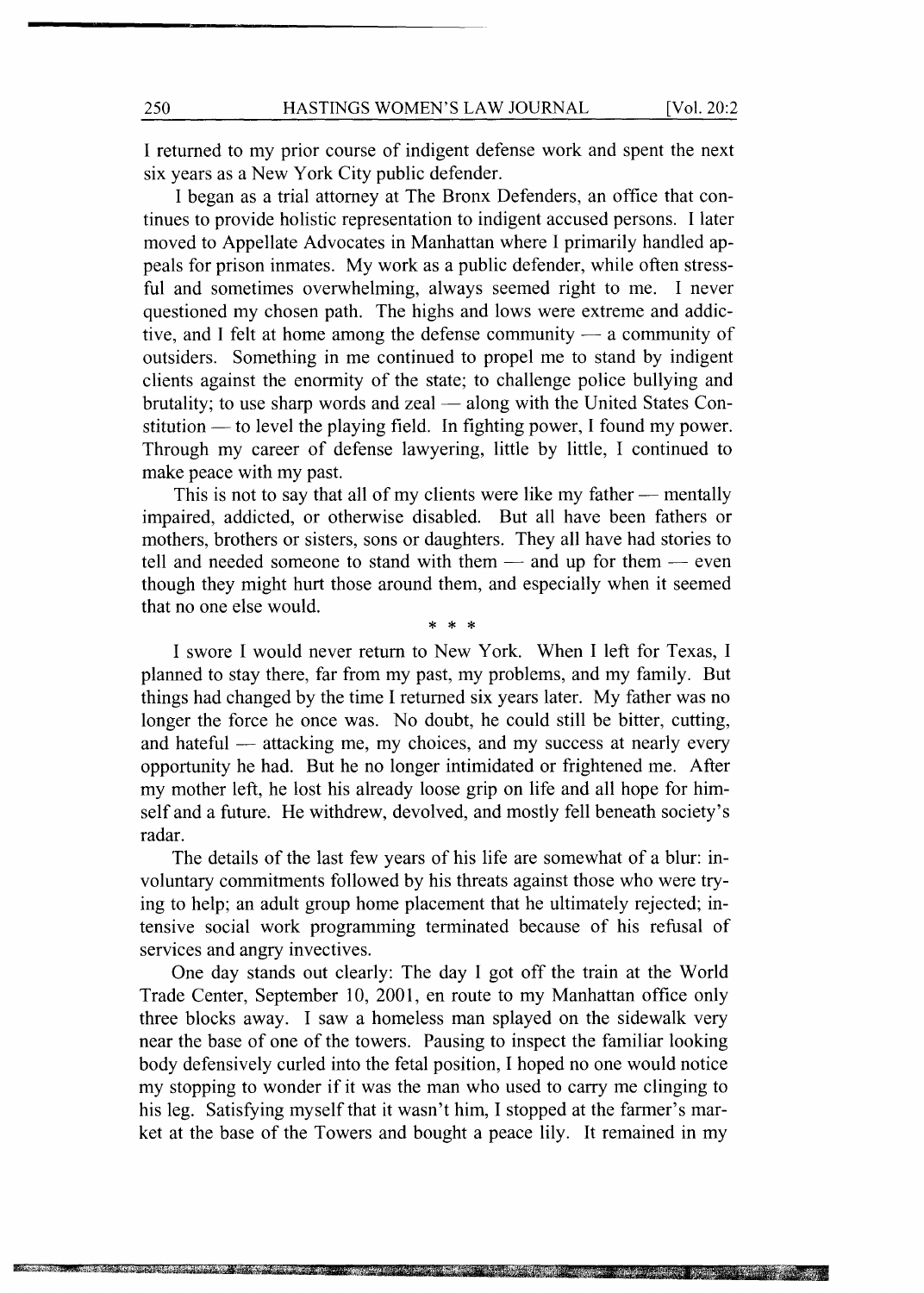I returned to my prior course of indigent defense work and spent the next six years as a New York City public defender.

I began as a trial attorney at The Bronx Defenders, an office that continues to provide holistic representation to indigent accused persons. I later moved to Appellate Advocates in Manhattan where I primarily handled appeals for prison inmates. My work as a public defender, while often stressful and sometimes overwhelming, always seemed right to me. I never questioned my chosen path. The highs and lows were extreme and addictive, and I felt at home among the defense community — a community of outsiders. Something in me continued to propel me to stand by indigent clients against the enormity of the state; to challenge police bullying and brutality; to use sharp words and zeal — along with the United States Constitution — to level the playing field. In fighting power, I found my power. Through my career of defense lawyering, little by little, I continued to make peace with my past.

This is not to say that all of my clients were like my father — mentally impaired, addicted, or otherwise disabled. But all have been fathers or mothers, brothers or sisters, sons or daughters. They all have had stories to tell and needed someone to stand with them — and up for them — even though they might hurt those around them, and especially when it seemed that no one else would.

\* \* \*

I swore I would never return to New York. When I left for Texas, I planned to stay there, far from my past, my problems, and my family. But things had changed by the time I returned six years later. My father was no longer the force he once was. No doubt, he could still be bitter, cutting, and hateful — attacking me, my choices, and my success at nearly every opportunity he had. But he no longer intimidated or frightened me. After my mother left, he lost his already loose grip on life and all hope for himself and a future. He withdrew, devolved, and mostly fell beneath society's radar.

The details of the last few years of his life are somewhat of a blur: involuntary commitments followed by his threats against those who were trying to help; an adult group home placement that he ultimately rejected; intensive social work programming terminated because of his refusal of services and angry invectives.

One day stands out clearly: The day I got off the train at the World Trade Center, September 10, 2001, en route to my Manhattan office only three blocks away. I saw a homeless man splayed on the sidewalk very near the base of one of the towers. Pausing to inspect the familiar looking body defensively curled into the fetal position, I hoped no one would notice my stopping to wonder if it was the man who used to carry me clinging to his leg. Satisfying myself that it wasn't him, I stopped at the farmer's market at the base of the Towers and bought a peace lily. It remained in my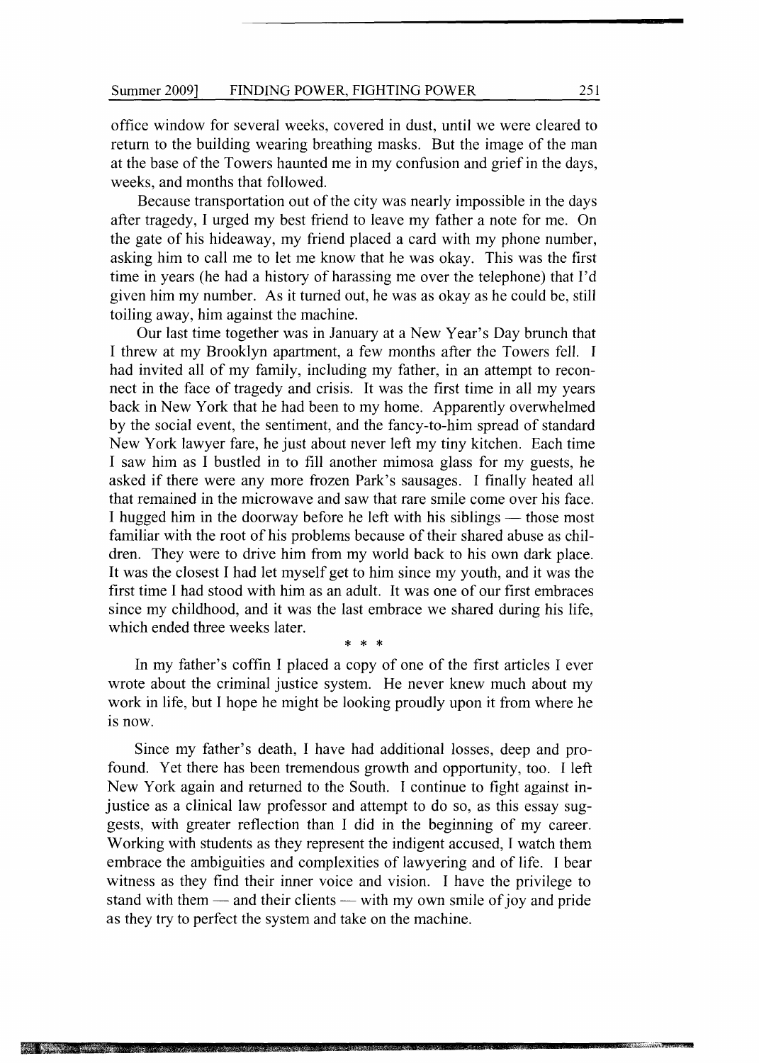office window for several weeks, covered in dust, until we were cleared to return to the building wearing breathing masks. But the image of the man at the base of the Towers haunted me in my confusion and grief in the days, weeks, and months that followed.

Because transportation out of the city was nearly impossible in the days after tragedy, I urged my best friend to leave my father a note for me. On the gate of his hideaway, my friend placed a card with my phone number, asking him to call me to let me know that he was okay. This was the first time in years (he had a history of harassing me over the telephone) that I'd given him my number. As it turned out, he was as okay as he could be, still toiling away, him against the machine.

Our last time together was in January at a New Year's Day brunch that I threw at my Brooklyn apartment, a few months after the Towers fell. I had invited all of my family, including my father, in an attempt to reconnect in the face of tragedy and crisis. It was the first time in all my years back in New York that he had been to my home. Apparently overwhelmed by the social event, the sentiment, and the fancy-to-him spread of standard New York lawyer fare, he just about never left my tiny kitchen. Each time I saw him as I bustled in to fill another mimosa glass for my guests, he asked if there were any more frozen Park's sausages. I finally heated all that remained in the microwave and saw that rare smile come over his face. I hugged him in the doorway before he left with his siblings — those most familiar with the root of his problems because of their shared abuse as children. They were to drive him from my world back to his own dark place. It was the closest I had let myself get to him since my youth, and it was the first time I had stood with him as an adult. It was one of our first embraces since my childhood, and it was the last embrace we shared during his life, which ended three weeks later.

\* \* \*

In my father's coffin I placed a copy of one of the first articles I ever wrote about the criminal justice system. He never knew much about my work in life, but I hope he might be looking proudly upon it from where he is now.

Since my father's death, I have had additional losses, deep and profound. Yet there has been tremendous growth and opportunity, too. I left New York again and returned to the South. I continue to fight against injustice as a clinical law professor and attempt to do so, as this essay suggests, with greater reflection than I did in the beginning of my career. Working with students as they represent the indigent accused, I watch them embrace the ambiguities and complexities of lawyering and of life. I bear witness as they find their inner voice and vision. I have the privilege to stand with them — and their clients — with my own smile of joy and pride as they try to perfect the system and take on the machine.